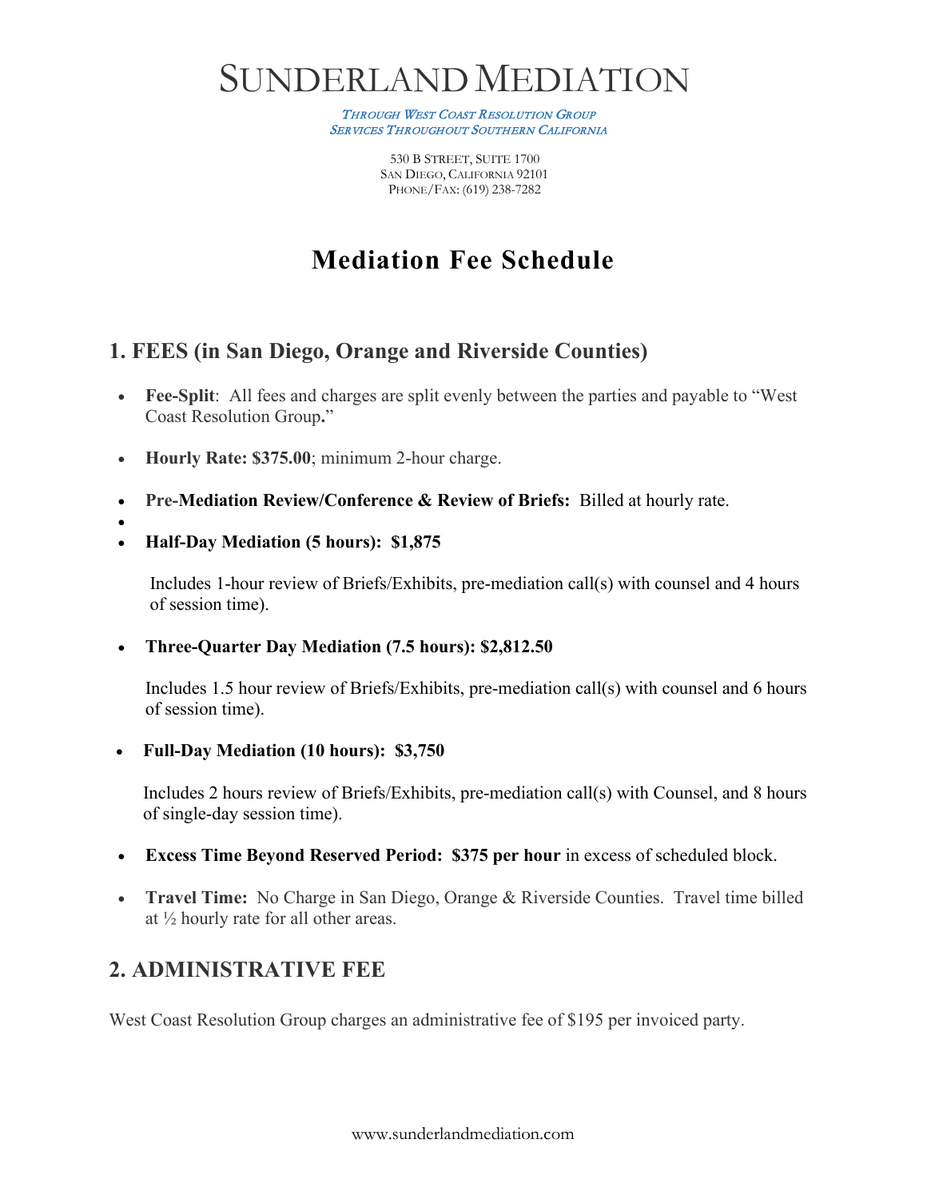# SUNDERLAND MEDIATION

*THROUGH WEST COAST RESOLUTION GROUP*
*SERVICES THROUGHOUT SOUTHERN CALIFORNIA*

530 B STREET, SUITE 1700
SAN DIEGO, CALIFORNIA 92101
PHONE/FAX: (619) 238-7282

# Mediation Fee Schedule

## 1. FEES (in San Diego, Orange and Riverside Counties)

- **Fee-Split**: All fees and charges are split evenly between the parties and payable to "West Coast Resolution Group**.**"
- **Hourly Rate: $375.00**; minimum 2-hour charge.
- **Pre-Mediation Review/Conference & Review of Briefs:** Billed at hourly rate.
- 
- **Half-Day Mediation (5 hours): $1,875**

  Includes 1-hour review of Briefs/Exhibits, pre-mediation call(s) with counsel and 4 hours of session time).

- **Three-Quarter Day Mediation (7.5 hours): $2,812.50**

  Includes 1.5 hour review of Briefs/Exhibits, pre-mediation call(s) with counsel and 6 hours of session time).

- **Full-Day Mediation (10 hours): $3,750**

  Includes 2 hours review of Briefs/Exhibits, pre-mediation call(s) with Counsel, and 8 hours of single-day session time).

- **Excess Time Beyond Reserved Period: $375 per hour** in excess of scheduled block.
- **Travel Time:** No Charge in San Diego, Orange & Riverside Counties. Travel time billed at ½ hourly rate for all other areas.

## 2. ADMINISTRATIVE FEE

West Coast Resolution Group charges an administrative fee of $195 per invoiced party.

www.sunderlandmediation.com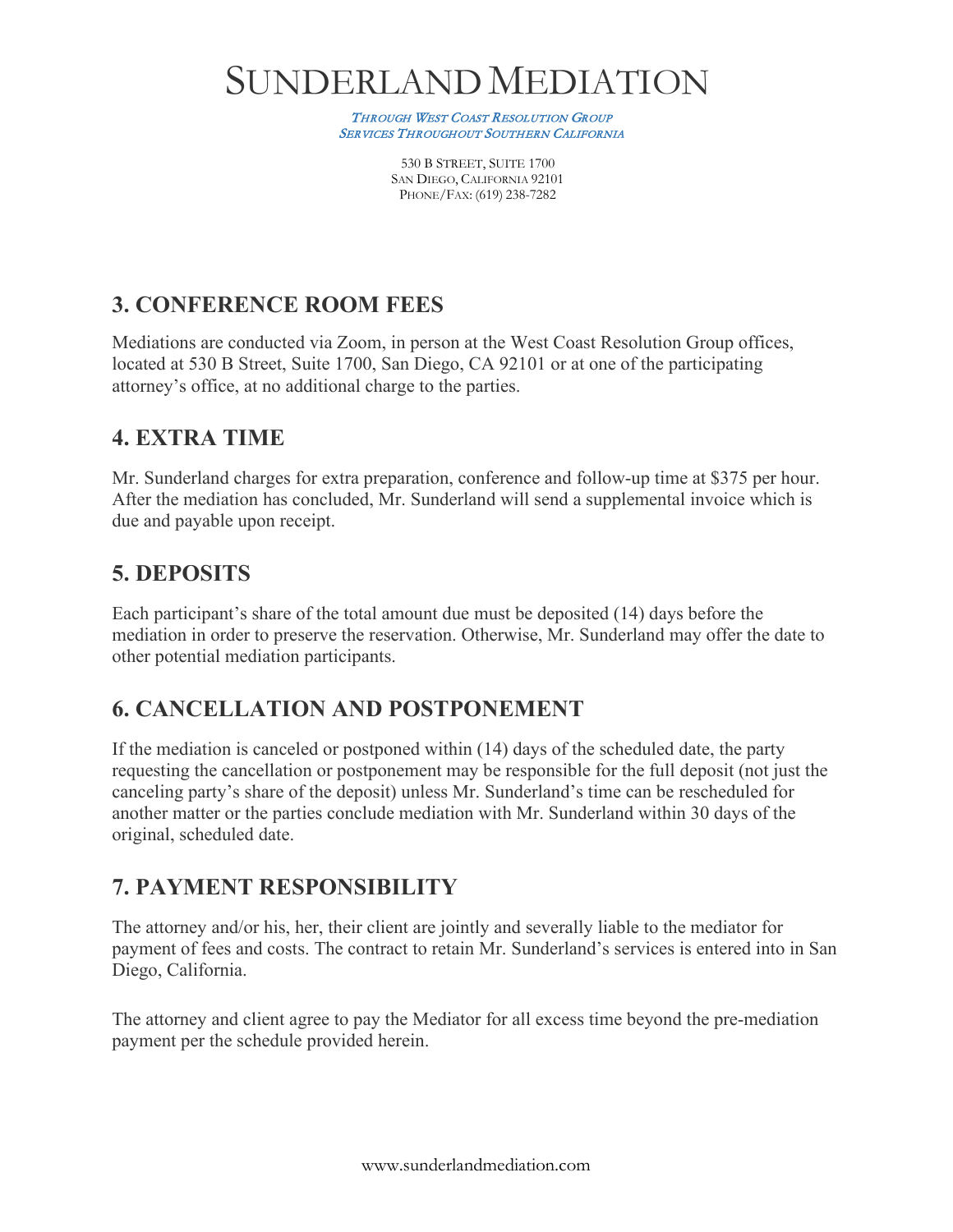## 3. CONFERENCE ROOM FEES

Mediations are conducted via Zoom, in person at the West Coast Resolution Group offices, located at 530 B Street, Suite 1700, San Diego, CA 92101 or at one of the participating attorney's office, at no additional charge to the parties.

## 4. EXTRA TIME

Mr. Sunderland charges for extra preparation, conference and follow-up time at $375 per hour. After the mediation has concluded, Mr. Sunderland will send a supplemental invoice which is due and payable upon receipt.

## 5. DEPOSITS

Each participant's share of the total amount due must be deposited (14) days before the mediation in order to preserve the reservation. Otherwise, Mr. Sunderland may offer the date to other potential mediation participants.

## 6. CANCELLATION AND POSTPONEMENT

If the mediation is canceled or postponed within (14) days of the scheduled date, the party requesting the cancellation or postponement may be responsible for the full deposit (not just the canceling party's share of the deposit) unless Mr. Sunderland's time can be rescheduled for another matter or the parties conclude mediation with Mr. Sunderland within 30 days of the original, scheduled date.

## 7. PAYMENT RESPONSIBILITY

The attorney and/or his, her, their client are jointly and severally liable to the mediator for payment of fees and costs. The contract to retain Mr. Sunderland's services is entered into in San Diego, California.

The attorney and client agree to pay the Mediator for all excess time beyond the pre-mediation payment per the schedule provided herein.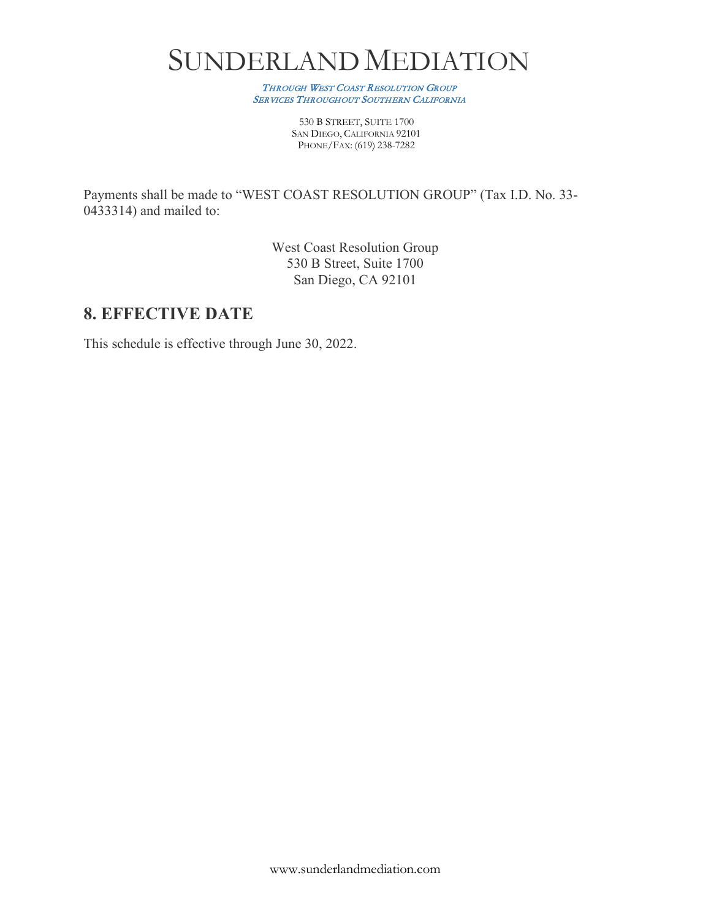Payments shall be made to "WEST COAST RESOLUTION GROUP" (Tax I.D. No. 33-0433314) and mailed to:

West Coast Resolution Group
530 B Street, Suite 1700
San Diego, CA 92101

## 8. EFFECTIVE DATE

This schedule is effective through June 30, 2022.